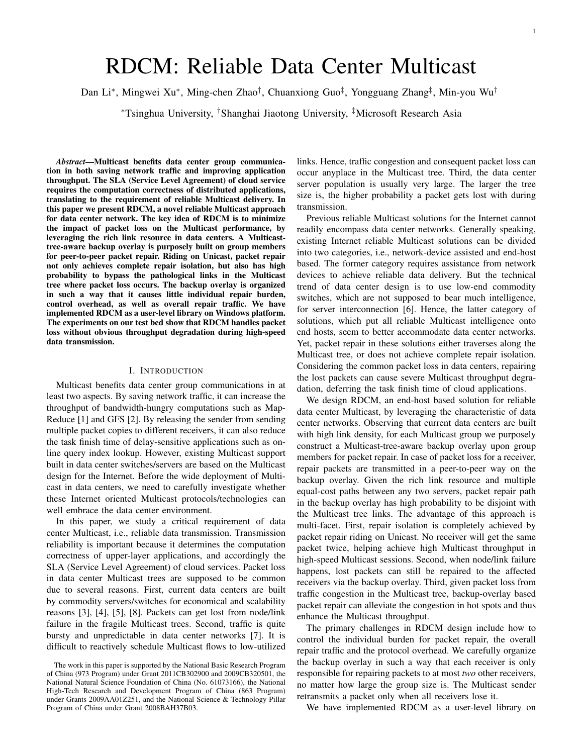# RDCM: Reliable Data Center Multicast

Dan Li*, Mingwei Xu*, Ming-chen Zhao†, Chuanxiong Guo‡, Yongguang Zhang‡, Min-you Wu†

*Tsinghua University, †Shanghai Jiaotong University, ‡Microsoft Research Asia

***Abstract*—Multicast benefits data center group communication in both saving network traffic and improving application throughput. The SLA (Service Level Agreement) of cloud service requires the computation correctness of distributed applications, translating to the requirement of reliable Multicast delivery. In this paper we present RDCM, a novel reliable Multicast approach for data center network. The key idea of RDCM is to minimize the impact of packet loss on the Multicast performance, by leveraging the rich link resource in data centers. A Multicast-tree-aware backup overlay is purposely built on group members for peer-to-peer packet repair. Riding on Unicast, packet repair not only achieves complete repair isolation, but also has high probability to bypass the pathological links in the Multicast tree where packet loss occurs. The backup overlay is organized in such a way that it causes little individual repair burden, control overhead, as well as overall repair traffic. We have implemented RDCM as a user-level library on Windows platform. The experiments on our test bed show that RDCM handles packet loss without obvious throughput degradation during high-speed data transmission.**

## I. Introduction

Multicast benefits data center group communications in at least two aspects. By saving network traffic, it can increase the throughput of bandwidth-hungry computations such as MapReduce [1] and GFS [2]. By releasing the sender from sending multiple packet copies to different receivers, it can also reduce the task finish time of delay-sensitive applications such as online query index lookup. However, existing Multicast support built in data center switches/servers are based on the Multicast design for the Internet. Before the wide deployment of Multicast in data centers, we need to carefully investigate whether these Internet oriented Multicast protocols/technologies can well embrace the data center environment.

In this paper, we study a critical requirement of data center Multicast, i.e., reliable data transmission. Transmission reliability is important because it determines the computation correctness of upper-layer applications, and accordingly the SLA (Service Level Agreement) of cloud services. Packet loss in data center Multicast trees are supposed to be common due to several reasons. First, current data centers are built by commodity servers/switches for economical and scalability reasons [3], [4], [5], [8]. Packets can get lost from node/link failure in the fragile Multicast trees. Second, traffic is quite bursty and unpredictable in data center networks [7]. It is difficult to reactively schedule Multicast flows to low-utilized links. Hence, traffic congestion and consequent packet loss can occur anyplace in the Multicast tree. Third, the data center server population is usually very large. The larger the tree size is, the higher probability a packet gets lost with during transmission.

Previous reliable Multicast solutions for the Internet cannot readily encompass data center networks. Generally speaking, existing Internet reliable Multicast solutions can be divided into two categories, i.e., network-device assisted and end-host based. The former category requires assistance from network devices to achieve reliable data delivery. But the technical trend of data center design is to use low-end commodity switches, which are not supposed to bear much intelligence, for server interconnection [6]. Hence, the latter category of solutions, which put all reliable Multicast intelligence onto end hosts, seem to better accommodate data center networks. Yet, packet repair in these solutions either traverses along the Multicast tree, or does not achieve complete repair isolation. Considering the common packet loss in data centers, repairing the lost packets can cause severe Multicast throughput degradation, deferring the task finish time of cloud applications.

We design RDCM, an end-host based solution for reliable data center Multicast, by leveraging the characteristic of data center networks. Observing that current data centers are built with high link density, for each Multicast group we purposely construct a Multicast-tree-aware backup overlay upon group members for packet repair. In case of packet loss for a receiver, repair packets are transmitted in a peer-to-peer way on the backup overlay. Given the rich link resource and multiple equal-cost paths between any two servers, packet repair path in the backup overlay has high probability to be disjoint with the Multicast tree links. The advantage of this approach is multi-facet. First, repair isolation is completely achieved by packet repair riding on Unicast. No receiver will get the same packet twice, helping achieve high Multicast throughput in high-speed Multicast sessions. Second, when node/link failure happens, lost packets can still be repaired to the affected receivers via the backup overlay. Third, given packet loss from traffic congestion in the Multicast tree, backup-overlay based packet repair can alleviate the congestion in hot spots and thus enhance the Multicast throughput.

The primary challenges in RDCM design include how to control the individual burden for packet repair, the overall repair traffic and the protocol overhead. We carefully organize the backup overlay in such a way that each receiver is only responsible for repairing packets to at most *two* other receivers, no matter how large the group size is. The Multicast sender retransmits a packet only when all receivers lose it.

We have implemented RDCM as a user-level library on

The work in this paper is supported by the National Basic Research Program of China (973 Program) under Grant 2011CB302900 and 2009CB320501, the National Natural Science Foundation of China (No. 61073166), the National High-Tech Research and Development Program of China (863 Program) under Grants 2009AA01Z251, and the National Science & Technology Pillar Program of China under Grant 2008BAH37B03.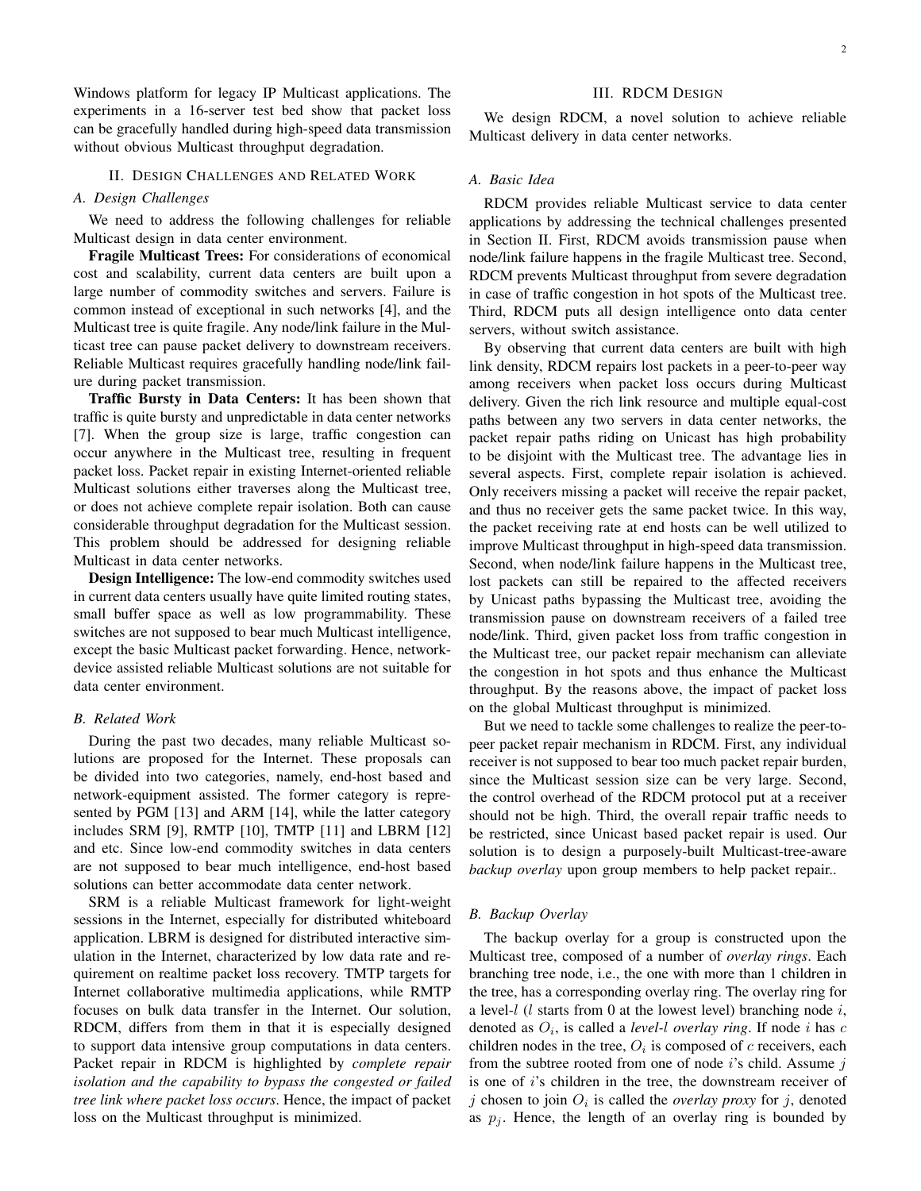Windows platform for legacy IP Multicast applications. The experiments in a 16-server test bed show that packet loss can be gracefully handled during high-speed data transmission without obvious Multicast throughput degradation.

## II. Design Challenges and Related Work

### A. Design Challenges

We need to address the following challenges for reliable Multicast design in data center environment.

**Fragile Multicast Trees:** For considerations of economical cost and scalability, current data centers are built upon a large number of commodity switches and servers. Failure is common instead of exceptional in such networks [4], and the Multicast tree is quite fragile. Any node/link failure in the Multicast tree can pause packet delivery to downstream receivers. Reliable Multicast requires gracefully handling node/link failure during packet transmission.

**Traffic Bursty in Data Centers:** It has been shown that traffic is quite bursty and unpredictable in data center networks [7]. When the group size is large, traffic congestion can occur anywhere in the Multicast tree, resulting in frequent packet loss. Packet repair in existing Internet-oriented reliable Multicast solutions either traverses along the Multicast tree, or does not achieve complete repair isolation. Both can cause considerable throughput degradation for the Multicast session. This problem should be addressed for designing reliable Multicast in data center networks.

**Design Intelligence:** The low-end commodity switches used in current data centers usually have quite limited routing states, small buffer space as well as low programmability. These switches are not supposed to bear much Multicast intelligence, except the basic Multicast packet forwarding. Hence, network-device assisted reliable Multicast solutions are not suitable for data center environment.

### B. Related Work

During the past two decades, many reliable Multicast solutions are proposed for the Internet. These proposals can be divided into two categories, namely, end-host based and network-equipment assisted. The former category is represented by PGM [13] and ARM [14], while the latter category includes SRM [9], RMTP [10], TMTP [11] and LBRM [12] and etc. Since low-end commodity switches in data centers are not supposed to bear much intelligence, end-host based solutions can better accommodate data center network.

SRM is a reliable Multicast framework for light-weight sessions in the Internet, especially for distributed whiteboard application. LBRM is designed for distributed interactive simulation in the Internet, characterized by low data rate and requirement on realtime packet loss recovery. TMTP targets for Internet collaborative multimedia applications, while RMTP focuses on bulk data transfer in the Internet. Our solution, RDCM, differs from them in that it is especially designed to support data intensive group computations in data centers. Packet repair in RDCM is highlighted by *complete repair isolation and the capability to bypass the congested or failed tree link where packet loss occurs*. Hence, the impact of packet loss on the Multicast throughput is minimized.

## III. RDCM Design

We design RDCM, a novel solution to achieve reliable Multicast delivery in data center networks.

### A. Basic Idea

RDCM provides reliable Multicast service to data center applications by addressing the technical challenges presented in Section II. First, RDCM avoids transmission pause when node/link failure happens in the fragile Multicast tree. Second, RDCM prevents Multicast throughput from severe degradation in case of traffic congestion in hot spots of the Multicast tree. Third, RDCM puts all design intelligence onto data center servers, without switch assistance.

By observing that current data centers are built with high link density, RDCM repairs lost packets in a peer-to-peer way among receivers when packet loss occurs during Multicast delivery. Given the rich link resource and multiple equal-cost paths between any two servers in data center networks, the packet repair paths riding on Unicast has high probability to be disjoint with the Multicast tree. The advantage lies in several aspects. First, complete repair isolation is achieved. Only receivers missing a packet will receive the repair packet, and thus no receiver gets the same packet twice. In this way, the packet receiving rate at end hosts can be well utilized to improve Multicast throughput in high-speed data transmission. Second, when node/link failure happens in the Multicast tree, lost packets can still be repaired to the affected receivers by Unicast paths bypassing the Multicast tree, avoiding the transmission pause on downstream receivers of a failed tree node/link. Third, given packet loss from traffic congestion in the Multicast tree, our packet repair mechanism can alleviate the congestion in hot spots and thus enhance the Multicast throughput. By the reasons above, the impact of packet loss on the global Multicast throughput is minimized.

But we need to tackle some challenges to realize the peer-to-peer packet repair mechanism in RDCM. First, any individual receiver is not supposed to bear too much packet repair burden, since the Multicast session size can be very large. Second, the control overhead of the RDCM protocol put at a receiver should not be high. Third, the overall repair traffic needs to be restricted, since Unicast based packet repair is used. Our solution is to design a purposely-built Multicast-tree-aware *backup overlay* upon group members to help packet repair..

### B. Backup Overlay

The backup overlay for a group is constructed upon the Multicast tree, composed of a number of *overlay rings*. Each branching tree node, i.e., the one with more than 1 children in the tree, has a corresponding overlay ring. The overlay ring for a level-$l$ ($l$ starts from 0 at the lowest level) branching node $i$, denoted as $O_i$, is called a *level-$l$ overlay ring*. If node $i$ has $c$ children nodes in the tree, $O_i$ is composed of $c$ receivers, each from the subtree rooted from one of node $i$'s child. Assume $j$ is one of $i$'s children in the tree, the downstream receiver of $j$ chosen to join $O_i$ is called the *overlay proxy* for $j$, denoted as $p_j$. Hence, the length of an overlay ring is bounded by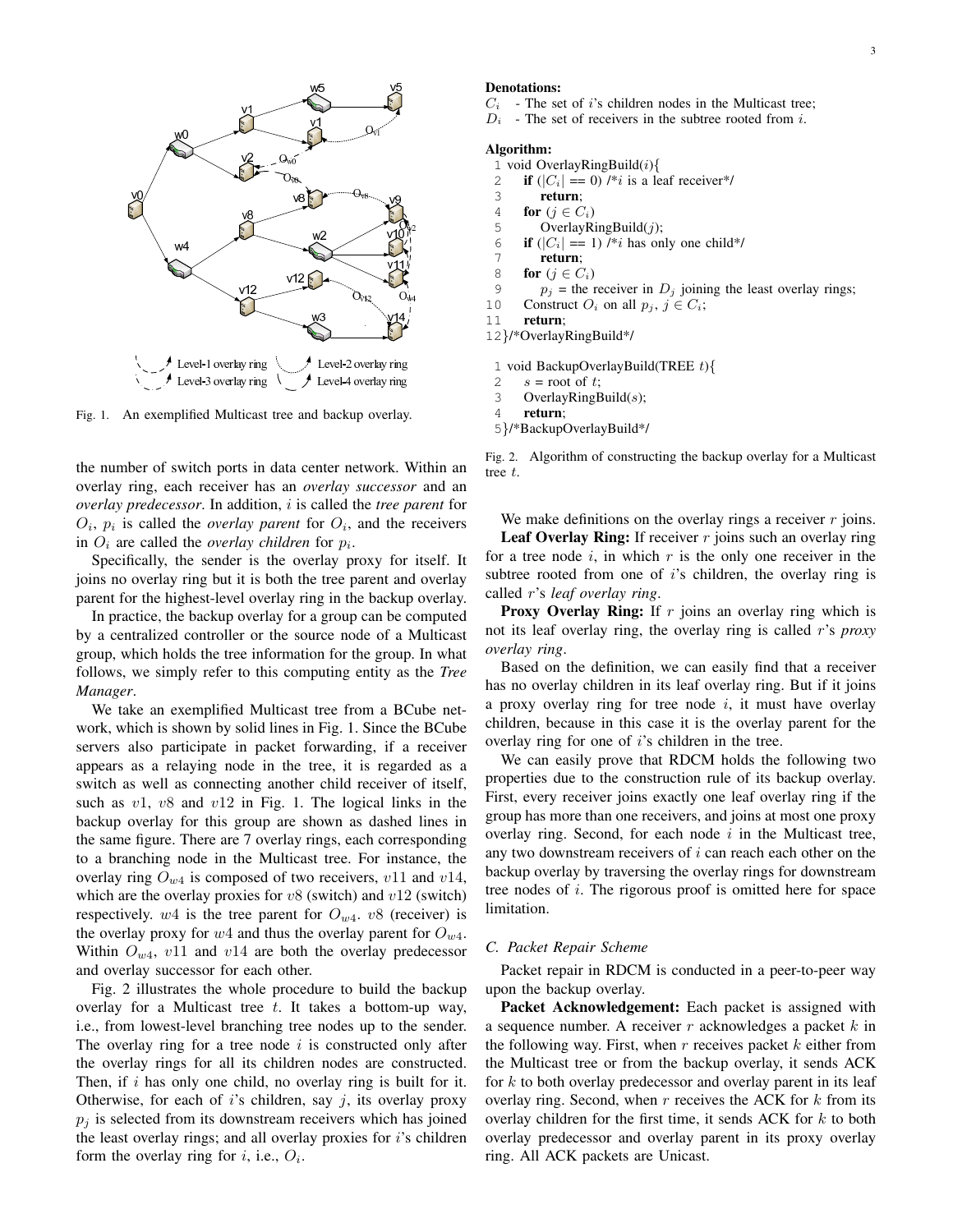Fig. 1. An exemplified Multicast tree and backup overlay.

the number of switch ports in data center network. Within an overlay ring, each receiver has an *overlay successor* and an *overlay predecessor*. In addition, $i$ is called the *tree parent* for $O_i$, $p_i$ is called the *overlay parent* for $O_i$, and the receivers in $O_i$ are called the *overlay children* for $p_i$.

Specifically, the sender is the overlay proxy for itself. It joins no overlay ring but it is both the tree parent and overlay parent for the highest-level overlay ring in the backup overlay.

In practice, the backup overlay for a group can be computed by a centralized controller or the source node of a Multicast group, which holds the tree information for the group. In what follows, we simply refer to this computing entity as the *Tree Manager*.

We take an exemplified Multicast tree from a BCube network, which is shown by solid lines in Fig. 1. Since the BCube servers also participate in packet forwarding, if a receiver appears as a relaying node in the tree, it is regarded as a switch as well as connecting another child receiver of itself, such as $v1$, $v8$ and $v12$ in Fig. 1. The logical links in the backup overlay for this group are shown as dashed lines in the same figure. There are 7 overlay rings, each corresponding to a branching node in the Multicast tree. For instance, the overlay ring $O_{w4}$ is composed of two receivers, $v11$ and $v14$, which are the overlay proxies for $v8$ (switch) and $v12$ (switch) respectively. $w4$ is the tree parent for $O_{w4}$. $v8$ (receiver) is the overlay proxy for $w4$ and thus the overlay parent for $O_{w4}$. Within $O_{w4}$, $v11$ and $v14$ are both the overlay predecessor and overlay successor for each other.

Fig. 2 illustrates the whole procedure to build the backup overlay for a Multicast tree $t$. It takes a bottom-up way, i.e., from lowest-level branching tree nodes up to the sender. The overlay ring for a tree node $i$ is constructed only after the overlay rings for all its children nodes are constructed. Then, if $i$ has only one child, no overlay ring is built for it. Otherwise, for each of $i$'s children, say $j$, its overlay proxy $p_j$ is selected from its downstream receivers which has joined the least overlay rings; and all overlay proxies for $i$'s children form the overlay ring for $i$, i.e., $O_i$.

**Denotations:**

$C_i$ - The set of $i$'s children nodes in the Multicast tree;
$D_i$ - The set of receivers in the subtree rooted from $i$.

**Algorithm:**

```
1  void OverlayRingBuild(i){
2      if (|C_i| == 0) /*i is a leaf receiver*/
3          return;
4      for (j ∈ C_i)
5          OverlayRingBuild(j);
6      if (|C_i| == 1) /*i has only one child*/
7          return;
8      for (j ∈ C_i)
9          p_j = the receiver in D_j joining the least overlay rings;
10     Construct O_i on all p_j, j ∈ C_i;
11     return;
12 }/*OverlayRingBuild*/

1  void BackupOverlayBuild(TREE t){
2      s = root of t;
3      OverlayRingBuild(s);
4      return;
5  }/*BackupOverlayBuild*/
```

Fig. 2. Algorithm of constructing the backup overlay for a Multicast tree $t$.

We make definitions on the overlay rings a receiver $r$ joins.

**Leaf Overlay Ring:** If receiver $r$ joins such an overlay ring for a tree node $i$, in which $r$ is the only one receiver in the subtree rooted from one of $i$'s children, the overlay ring is called $r$'s *leaf overlay ring*.

**Proxy Overlay Ring:** If $r$ joins an overlay ring which is not its leaf overlay ring, the overlay ring is called $r$'s *proxy overlay ring*.

Based on the definition, we can easily find that a receiver has no overlay children in its leaf overlay ring. But if it joins a proxy overlay ring for tree node $i$, it must have overlay children, because in this case it is the overlay parent for the overlay ring for one of $i$'s children in the tree.

We can easily prove that RDCM holds the following two properties due to the construction rule of its backup overlay. First, every receiver joins exactly one leaf overlay ring if the group has more than one receivers, and joins at most one proxy overlay ring. Second, for each node $i$ in the Multicast tree, any two downstream receivers of $i$ can reach each other on the backup overlay by traversing the overlay rings for downstream tree nodes of $i$. The rigorous proof is omitted here for space limitation.

### C. Packet Repair Scheme

Packet repair in RDCM is conducted in a peer-to-peer way upon the backup overlay.

**Packet Acknowledgement:** Each packet is assigned with a sequence number. A receiver $r$ acknowledges a packet $k$ in the following way. First, when $r$ receives packet $k$ either from the Multicast tree or from the backup overlay, it sends ACK for $k$ to both overlay predecessor and overlay parent in its leaf overlay ring. Second, when $r$ receives the ACK for $k$ from its overlay children for the first time, it sends ACK for $k$ to both overlay predecessor and overlay parent in its proxy overlay ring. All ACK packets are Unicast.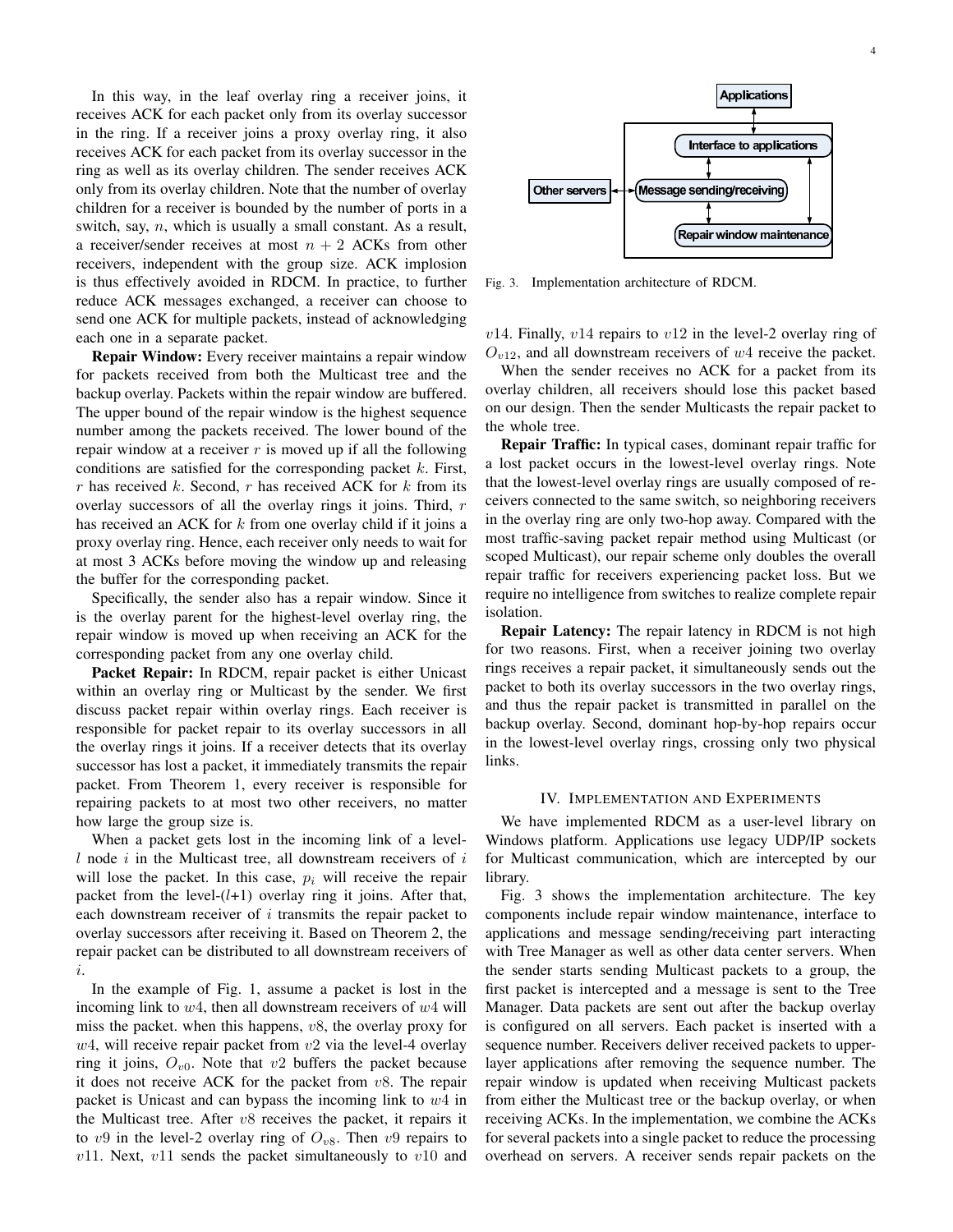In this way, in the leaf overlay ring a receiver joins, it receives ACK for each packet only from its overlay successor in the ring. If a receiver joins a proxy overlay ring, it also receives ACK for each packet from its overlay successor in the ring as well as its overlay children. The sender receives ACK only from its overlay children. Note that the number of overlay children for a receiver is bounded by the number of ports in a switch, say, $n$, which is usually a small constant. As a result, a receiver/sender receives at most $n + 2$ ACKs from other receivers, independent with the group size. ACK implosion is thus effectively avoided in RDCM. In practice, to further reduce ACK messages exchanged, a receiver can choose to send one ACK for multiple packets, instead of acknowledging each one in a separate packet.

**Repair Window:** Every receiver maintains a repair window for packets received from both the Multicast tree and the backup overlay. Packets within the repair window are buffered. The upper bound of the repair window is the highest sequence number among the packets received. The lower bound of the repair window at a receiver $r$ is moved up if all the following conditions are satisfied for the corresponding packet $k$. First, $r$ has received $k$. Second, $r$ has received ACK for $k$ from its overlay successors of all the overlay rings it joins. Third, $r$ has received an ACK for $k$ from one overlay child if it joins a proxy overlay ring. Hence, each receiver only needs to wait for at most 3 ACKs before moving the window up and releasing the buffer for the corresponding packet.

Specifically, the sender also has a repair window. Since it is the overlay parent for the highest-level overlay ring, the repair window is moved up when receiving an ACK for the corresponding packet from any one overlay child.

**Packet Repair:** In RDCM, repair packet is either Unicast within an overlay ring or Multicast by the sender. We first discuss packet repair within overlay rings. Each receiver is responsible for packet repair to its overlay successors in all the overlay rings it joins. If a receiver detects that its overlay successor has lost a packet, it immediately transmits the repair packet. From Theorem 1, every receiver is responsible for repairing packets to at most two other receivers, no matter how large the group size is.

When a packet gets lost in the incoming link of a level-$l$ node $i$ in the Multicast tree, all downstream receivers of $i$ will lose the packet. In this case, $p_i$ will receive the repair packet from the level-($l$+1) overlay ring it joins. After that, each downstream receiver of $i$ transmits the repair packet to overlay successors after receiving it. Based on Theorem 2, the repair packet can be distributed to all downstream receivers of $i$.

In the example of Fig. 1, assume a packet is lost in the incoming link to $w4$, then all downstream receivers of $w4$ will miss the packet. when this happens, $v8$, the overlay proxy for $w4$, will receive repair packet from $v2$ via the level-4 overlay ring it joins, $O_{v0}$. Note that $v2$ buffers the packet because it does not receive ACK for the packet from $v8$. The repair packet is Unicast and can bypass the incoming link to $w4$ in the Multicast tree. After $v8$ receives the packet, it repairs it to $v9$ in the level-2 overlay ring of $O_{v8}$. Then $v9$ repairs to $v11$. Next, $v11$ sends the packet simultaneously to $v10$ and $v14$. Finally, $v14$ repairs to $v12$ in the level-2 overlay ring of $O_{v12}$, and all downstream receivers of $w4$ receive the packet.

When the sender receives no ACK for a packet from its overlay children, all receivers should lose this packet based on our design. Then the sender Multicasts the repair packet to the whole tree.

**Repair Traffic:** In typical cases, dominant repair traffic for a lost packet occurs in the lowest-level overlay rings. Note that the lowest-level overlay rings are usually composed of receivers connected to the same switch, so neighboring receivers in the overlay ring are only two-hop away. Compared with the most traffic-saving packet repair method using Multicast (or scoped Multicast), our repair scheme only doubles the overall repair traffic for receivers experiencing packet loss. But we require no intelligence from switches to realize complete repair isolation.

**Repair Latency:** The repair latency in RDCM is not high for two reasons. First, when a receiver joining two overlay rings receives a repair packet, it simultaneously sends out the packet to both its overlay successors in the two overlay rings, and thus the repair packet is transmitted in parallel on the backup overlay. Second, dominant hop-by-hop repairs occur in the lowest-level overlay rings, crossing only two physical links.

Applications
Interface to applications
Other servers
Message sending/receiving
Repair window maintenance

Fig. 3. Implementation architecture of RDCM.

## IV. Implementation and Experiments

We have implemented RDCM as a user-level library on Windows platform. Applications use legacy UDP/IP sockets for Multicast communication, which are intercepted by our library.

Fig. 3 shows the implementation architecture. The key components include repair window maintenance, interface to applications and message sending/receiving part interacting with Tree Manager as well as other data center servers. When the sender starts sending Multicast packets to a group, the first packet is intercepted and a message is sent to the Tree Manager. Data packets are sent out after the backup overlay is configured on all servers. Each packet is inserted with a sequence number. Receivers deliver received packets to upper-layer applications after removing the sequence number. The repair window is updated when receiving Multicast packets from either the Multicast tree or the backup overlay, or when receiving ACKs. In the implementation, we combine the ACKs for several packets into a single packet to reduce the processing overhead on servers. A receiver sends repair packets on the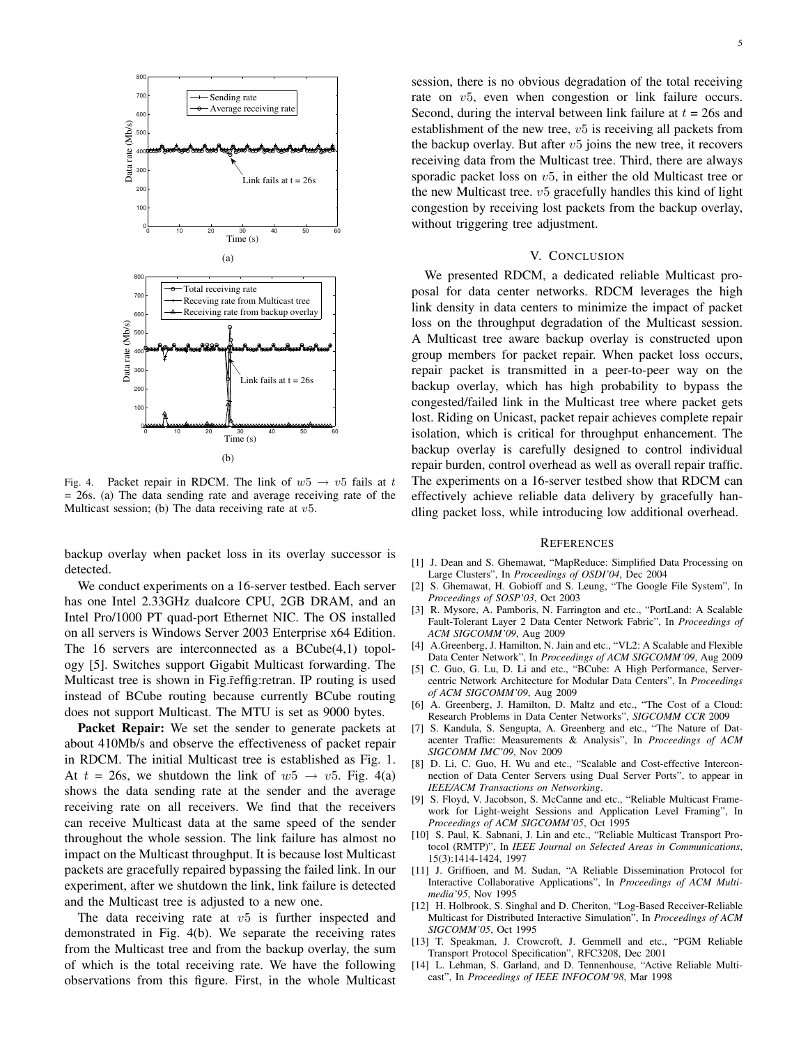800
700
600
500
400
300
200
100
0

Data rate (Mb/s)

Sending rate
Average receiving rate

Link fails at t = 26s

0 10 20 30 40 50 60
Time (s)

(a)

800
700
600
500
400
300
200
100
0

Data rate (Mb/s)

Total receiving rate
Receving rate from Multicast tree
Receiving rate from backup overlay

Link fails at t = 26s

0 10 20 30 40 50 60
Time (s)

(b)

Fig. 4. Packet repair in RDCM. The link of $w5 \rightarrow v5$ fails at $t$ = 26s. (a) The data sending rate and average receiving rate of the Multicast session; (b) The data receiving rate at $v5$.

backup overlay when packet loss in its overlay successor is detected.

We conduct experiments on a 16-server testbed. Each server has one Intel 2.33GHz dualcore CPU, 2GB DRAM, and an Intel Pro/1000 PT quad-port Ethernet NIC. The OS installed on all servers is Windows Server 2003 Enterprise x64 Edition. The 16 servers are interconnected as a BCube(4,1) topology [5]. Switches support Gigabit Multicast forwarding. The Multicast tree is shown in Fig.r̃effig:retran. IP routing is used instead of BCube routing because currently BCube routing does not support Multicast. The MTU is set as 9000 bytes.

**Packet Repair:** We set the sender to generate packets at about 410Mb/s and observe the effectiveness of packet repair in RDCM. The initial Multicast tree is established as Fig. 1. At $t$ = 26s, we shutdown the link of $w5 \rightarrow v5$. Fig. 4(a) shows the data sending rate at the sender and the average receiving rate on all receivers. We find that the receivers can receive Multicast data at the same speed of the sender throughout the whole session. The link failure has almost no impact on the Multicast throughput. It is because lost Multicast packets are gracefully repaired bypassing the failed link. In our experiment, after we shutdown the link, link failure is detected and the Multicast tree is adjusted to a new one.

The data receiving rate at $v5$ is further inspected and demonstrated in Fig. 4(b). We separate the receiving rates from the Multicast tree and from the backup overlay, the sum of which is the total receiving rate. We have the following observations from this figure. First, in the whole Multicast session, there is no obvious degradation of the total receiving rate on $v5$, even when congestion or link failure occurs. Second, during the interval between link failure at $t$ = 26s and establishment of the new tree, $v5$ is receiving all packets from the backup overlay. But after $v5$ joins the new tree, it recovers receiving data from the Multicast tree. Third, there are always sporadic packet loss on $v5$, in either the old Multicast tree or the new Multicast tree. $v5$ gracefully handles this kind of light congestion by receiving lost packets from the backup overlay, without triggering tree adjustment.

## V. Conclusion

We presented RDCM, a dedicated reliable Multicast proposal for data center networks. RDCM leverages the high link density in data centers to minimize the impact of packet loss on the throughput degradation of the Multicast session. A Multicast tree aware backup overlay is constructed upon group members for packet repair. When packet loss occurs, repair packet is transmitted in a peer-to-peer way on the backup overlay, which has high probability to bypass the congested/failed link in the Multicast tree where packet gets lost. Riding on Unicast, packet repair achieves complete repair isolation, which is critical for throughput enhancement. The backup overlay is carefully designed to control individual repair burden, control overhead as well as overall repair traffic. The experiments on a 16-server testbed show that RDCM can effectively achieve reliable data delivery by gracefully handling packet loss, while introducing low additional overhead.

## References

[1] J. Dean and S. Ghemawat, "MapReduce: Simplified Data Processing on Large Clusters", In *Proceedings of OSDI'04*, Dec 2004

[2] S. Ghemawat, H. Gobioff and S. Leung, "The Google File System", In *Proceedings of SOSP'03*, Oct 2003

[3] R. Mysore, A. Pamboris, N. Farrington and etc., "PortLand: A Scalable Fault-Tolerant Layer 2 Data Center Network Fabric", In *Proceedings of ACM SIGCOMM'09*, Aug 2009

[4] A.Greenberg, J. Hamilton, N. Jain and etc., "VL2: A Scalable and Flexible Data Center Network", In *Proceedings of ACM SIGCOMM'09*, Aug 2009

[5] C. Guo, G. Lu, D. Li and etc., "BCube: A High Performance, Server-centric Network Architecture for Modular Data Centers", In *Proceedings of ACM SIGCOMM'09*, Aug 2009

[6] A. Greenberg, J. Hamilton, D. Maltz and etc., "The Cost of a Cloud: Research Problems in Data Center Networks", *SIGCOMM CCR* 2009

[7] S. Kandula, S. Sengupta, A. Greenberg and etc., "The Nature of Datacenter Traffic: Measurements & Analysis", In *Proceedings of ACM SIGCOMM IMC'09*, Nov 2009

[8] D. Li, C. Guo, H. Wu and etc., "Scalable and Cost-effective Interconnection of Data Center Servers using Dual Server Ports", to appear in *IEEE/ACM Transactions on Networking*.

[9] S. Floyd, V. Jacobson, S. McCanne and etc., "Reliable Multicast Framework for Light-weight Sessions and Application Level Framing", In *Proceedings of ACM SIGCOMM'05*, Oct 1995

[10] S. Paul, K. Sabnani, J. Lin and etc., "Reliable Multicast Transport Protocol (RMTP)", In *IEEE Journal on Selected Areas in Communications*, 15(3):1414-1424, 1997

[11] J. Griffioen, and M. Sudan, "A Reliable Dissemination Protocol for Interactive Collaborative Applications", In *Proceedings of ACM Multimedia'95*, Nov 1995

[12] H. Holbrook, S. Singhal and D. Cheriton, "Log-Based Receiver-Reliable Multicast for Distributed Interactive Simulation", In *Proceedings of ACM SIGCOMM'05*, Oct 1995

[13] T. Speakman, J. Crowcroft, J. Gemmell and etc., "PGM Reliable Transport Protocol Specification", RFC3208, Dec 2001

[14] L. Lehman, S. Garland, and D. Tennenhouse, "Active Reliable Multicast", In *Proceedings of IEEE INFOCOM'98*, Mar 1998